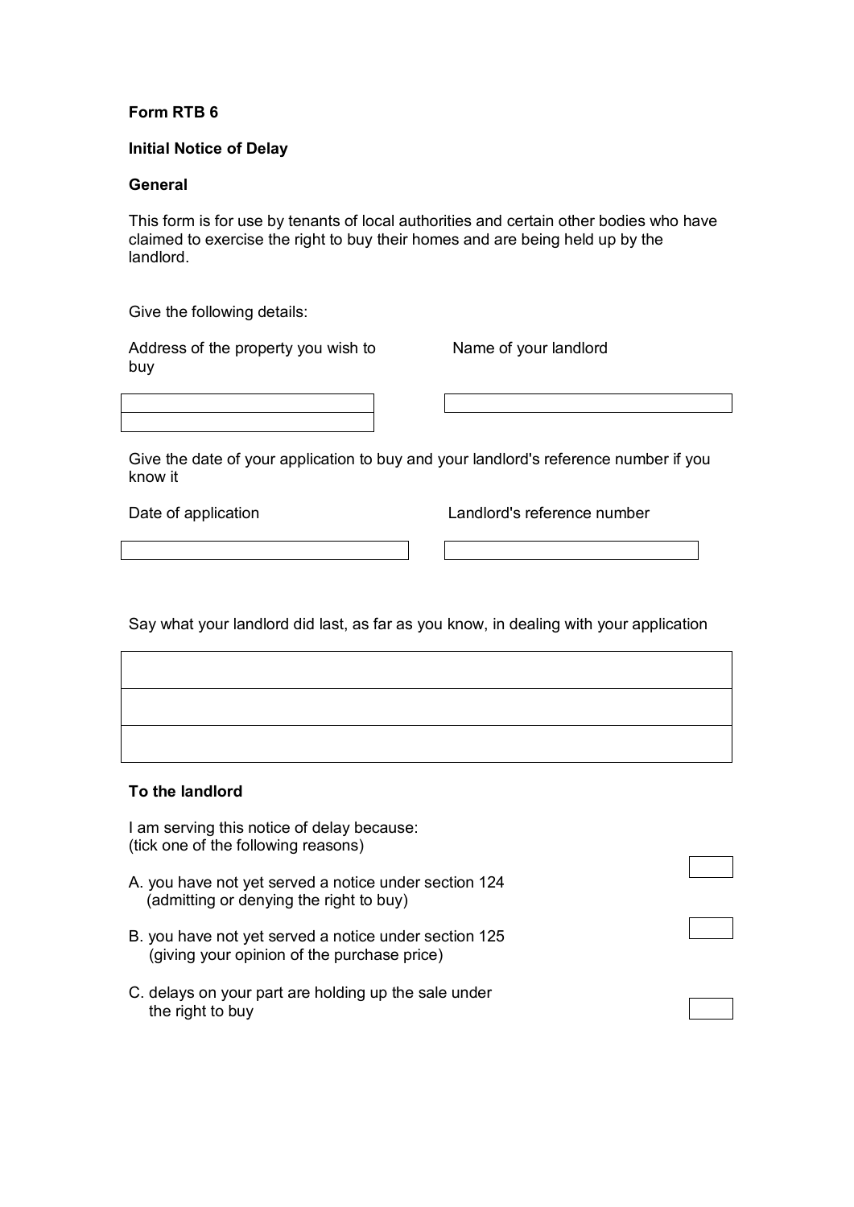**Form RTB 6**

**Initial Notice of Delay**

**General**

This form is for use by tenants of local authorities and certain other bodies who have claimed to exercise the right to buy their homes and are being held up by the landlord.

Give the following details:

| Address of the property you wish to buy | Name of your landlord |
| --- | --- |
| | |
| | |

Give the date of your application to buy and your landlord's reference number if you know it

| Date of application | Landlord's reference number |
| --- | --- |
| | |

Say what your landlord did last, as far as you know, in dealing with your application

| |
| --- |
| |
| |
| |

**To the landlord**

I am serving this notice of delay because:
(tick one of the following reasons)

A. you have not yet served a notice under section 124 (admitting or denying the right to buy) ☐

B. you have not yet served a notice under section 125 (giving your opinion of the purchase price) ☐

C. delays on your part are holding up the sale under the right to buy ☐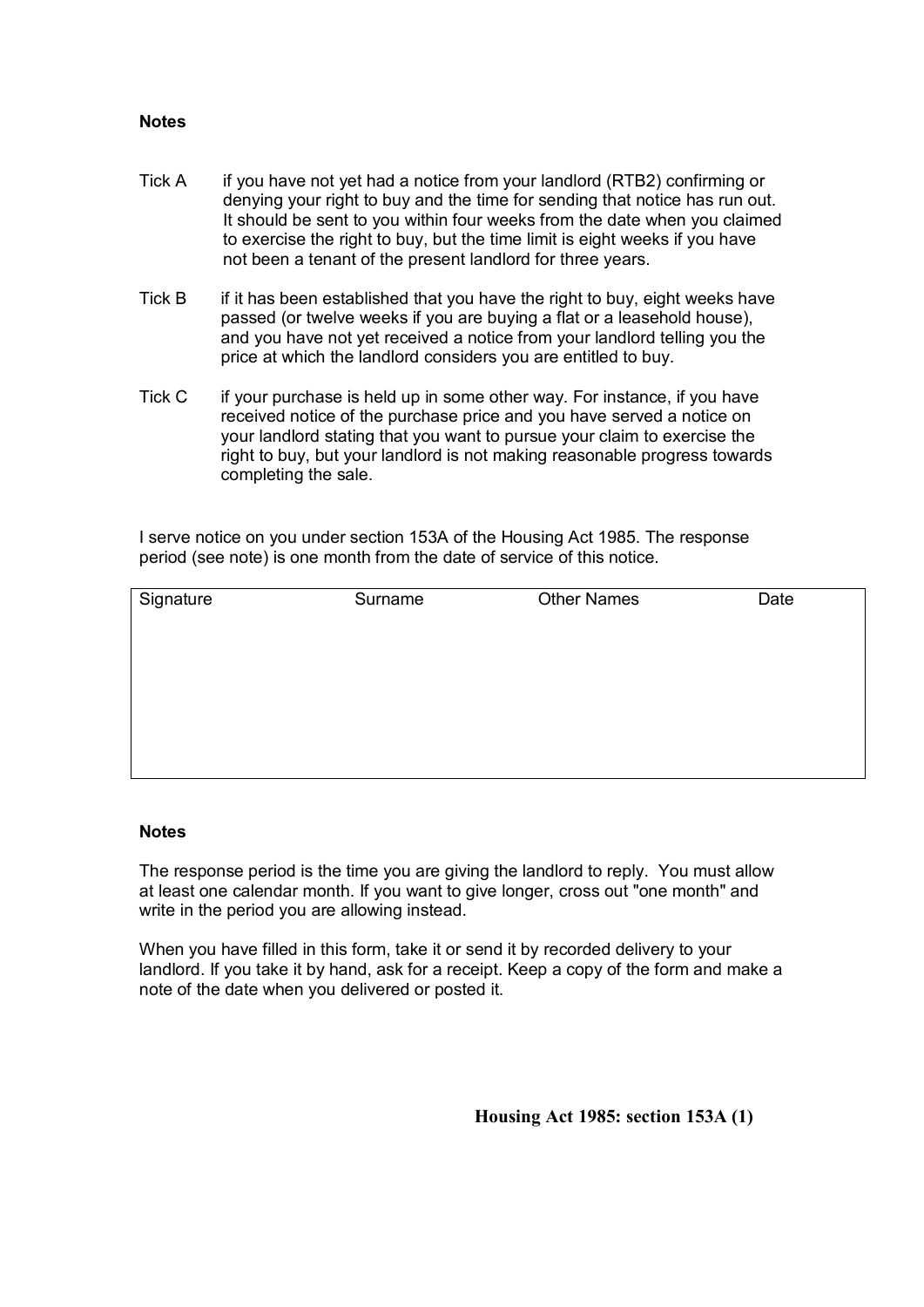**Notes**

Tick A if you have not yet had a notice from your landlord (RTB2) confirming or denying your right to buy and the time for sending that notice has run out. It should be sent to you within four weeks from the date when you claimed to exercise the right to buy, but the time limit is eight weeks if you have not been a tenant of the present landlord for three years.

Tick B if it has been established that you have the right to buy, eight weeks have passed (or twelve weeks if you are buying a flat or a leasehold house), and you have not yet received a notice from your landlord telling you the price at which the landlord considers you are entitled to buy.

Tick C if your purchase is held up in some other way. For instance, if you have received notice of the purchase price and you have served a notice on your landlord stating that you want to pursue your claim to exercise the right to buy, but your landlord is not making reasonable progress towards completing the sale.

I serve notice on you under section 153A of the Housing Act 1985. The response period (see note) is one month from the date of service of this notice.

| Signature | Surname | Other Names | Date |
| --- | --- | --- | --- |
| | | | |

**Notes**

The response period is the time you are giving the landlord to reply. You must allow at least one calendar month. If you want to give longer, cross out "one month" and write in the period you are allowing instead.

When you have filled in this form, take it or send it by recorded delivery to your landlord. If you take it by hand, ask for a receipt. Keep a copy of the form and make a note of the date when you delivered or posted it.

**Housing Act 1985: section 153A (1)**